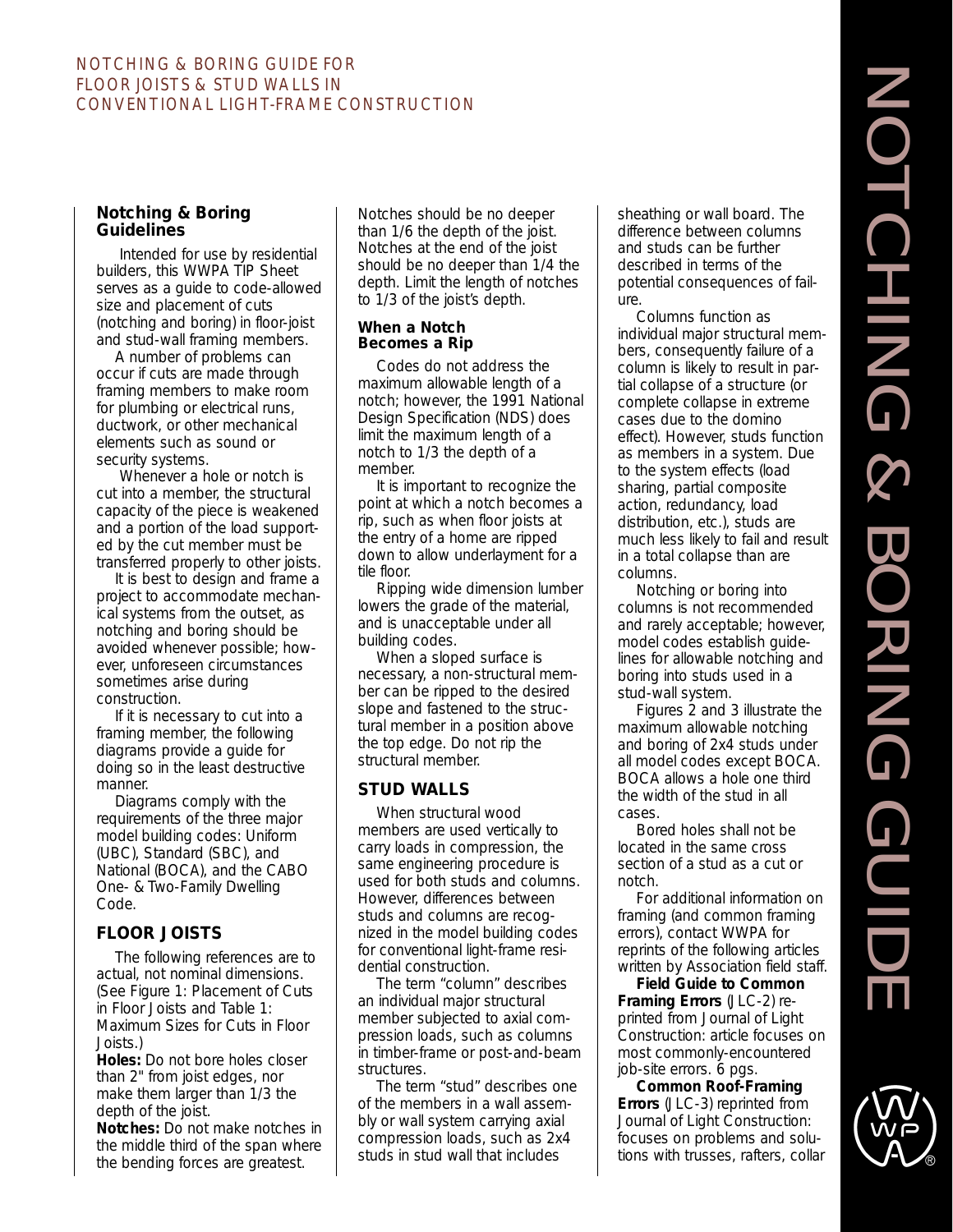NOTCHING & BORING GUIDE FOR FLOOR JOISTS & STUD WALLS IN CONVENTIONAL LIGHT-FRAME CONSTRUCTION

# NOTCHING & BORING GUIDE

## Notching & Boring Guidelines

Intended for use by residential builders, this WWPA TIP Sheet serves as a guide to code-allowed size and placement of cuts (notching and boring) in floor-joist and stud-wall framing members.

A number of problems can occur if cuts are made through framing members to make room for plumbing or electrical runs, ductwork, or other mechanical elements such as sound or security systems.

Whenever a hole or notch is cut into a member, the structural capacity of the piece is weakened and a portion of the load supported by the cut member must be transferred properly to other joists.

It is best to design and frame a project to accommodate mechanical systems from the outset, as notching and boring should be avoided whenever possible; however, unforeseen circumstances sometimes arise during construction.

If it is necessary to cut into a framing member, the following diagrams provide a guide for doing so in the least destructive manner.

Diagrams comply with the requirements of the three major model building codes: Uniform (UBC), Standard (SBC), and National (BOCA), and the CABO One- & Two-Family Dwelling Code.

## FLOOR JOISTS

The following references are to actual, not nominal dimensions. (See Figure 1: Placement of Cuts in Floor Joists and Table 1: Maximum Sizes for Cuts in Floor Joists.)

**Holes:** Do not bore holes closer than 2" from joist edges, nor make them larger than 1/3 the depth of the joist.

**Notches:** Do not make notches in the middle third of the span where the bending forces are greatest. Notches should be no deeper than 1/6 the depth of the joist. Notches at the end of the joist should be no deeper than 1/4 the depth. Limit the length of notches to 1/3 of the joist's depth.

### When a Notch Becomes a Rip

Codes do not address the maximum allowable length of a notch; however, the 1991 National Design Specification (NDS) does limit the maximum length of a notch to 1/3 the depth of a member.

It is important to recognize the point at which a notch becomes a rip, such as when floor joists at the entry of a home are ripped down to allow underlayment for a tile floor.

Ripping wide dimension lumber lowers the grade of the material, and is unacceptable under all building codes.

When a sloped surface is necessary, a non-structural member can be ripped to the desired slope and fastened to the structural member in a position above the top edge. Do not rip the structural member.

## STUD WALLS

When structural wood members are used vertically to carry loads in compression, the same engineering procedure is used for both studs and columns. However, differences between studs and columns are recognized in the model building codes for conventional light-frame residential construction.

The term "column" describes an individual major structural member subjected to axial compression loads, such as columns in timber-frame or post-and-beam structures.

The term "stud" describes one of the members in a wall assembly or wall system carrying axial compression loads, such as 2x4 studs in stud wall that includes sheathing or wall board. The difference between columns and studs can be further described in terms of the potential consequences of failure.

Columns function as individual major structural members, consequently failure of a column is likely to result in partial collapse of a structure (or complete collapse in extreme cases due to the domino effect). However, studs function as members in a system. Due to the system effects (load sharing, partial composite action, redundancy, load distribution, etc.), studs are much less likely to fail and result in a total collapse than are columns.

Notching or boring into columns is not recommended and rarely acceptable; however, model codes establish guidelines for allowable notching and boring into studs used in a stud-wall system.

Figures 2 and 3 illustrate the maximum allowable notching and boring of 2x4 studs under all model codes except BOCA. BOCA allows a hole one third the width of the stud in all cases.

Bored holes shall not be located in the same cross section of a stud as a cut or notch.

For additional information on framing (and common framing errors), contact WWPA for reprints of the following articles written by Association field staff.

**Field Guide to Common Framing Errors** (JLC-2) reprinted from Journal of Light Construction: article focuses on most commonly-encountered job-site errors. 6 pgs.

**Common Roof-Framing Errors** (JLC-3) reprinted from Journal of Light Construction: focuses on problems and solutions with trusses, rafters, collar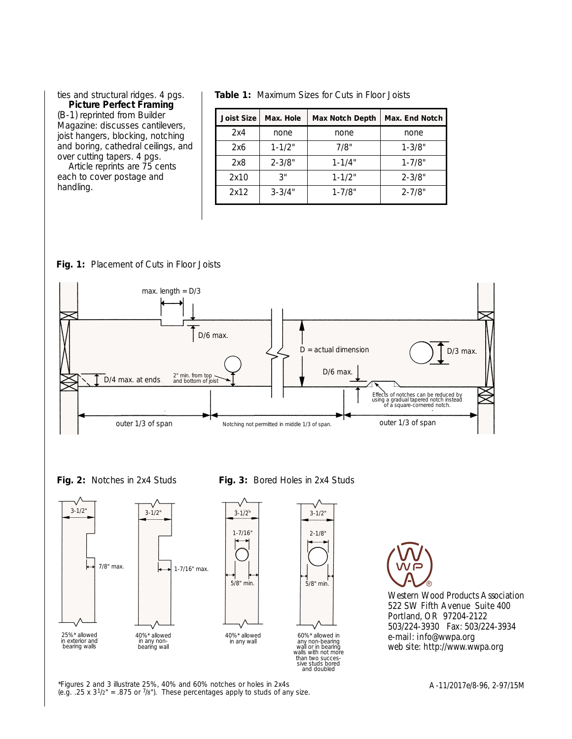ties and structural ridges. 4 pgs.

**Picture Perfect Framing** (B-1) reprinted from Builder Magazine: discusses cantilevers, joist hangers, blocking, notching and boring, cathedral ceilings, and over cutting tapers. 4 pgs.

Article reprints are 75 cents each to cover postage and handling.

**Table 1:** Maximum Sizes for Cuts in Floor Joists

| Joist Size | Max. Hole | Max Notch Depth | Max. End Notch |
|---|---|---|---|
| 2x4 | none | none | none |
| 2x6 | 1-1/2" | 7/8" | 1-3/8" |
| 2x8 | 2-3/8" | 1-1/4" | 1-7/8" |
| 2x10 | 3" | 1-1/2" | 2-3/8" |
| 2x12 | 3-3/4" | 1-7/8" | 2-7/8" |

**Fig. 1:** Placement of Cuts in Floor Joists

max. length = D/3

D/6 max.

D = actual dimension

D/3 max.

D/4 max. at ends

2" min. from top and bottom of joist

D/6 max.

Effects of notches can be reduced by using a gradual tapered notch instead of a square-cornered notch.

outer 1/3 of span

Notching not permitted in middle 1/3 of span.

outer 1/3 of span

**Fig. 2:** Notches in 2x4 Studs

3-1/2"

7/8" max.

25%* allowed in exterior and bearing walls

3-1/2"

1-7/16" max.

40%* allowed in any non-bearing wall

**Fig. 3:** Bored Holes in 2x4 Studs

3-1/2"

1-7/16"

5/8" min.

40%* allowed in any wall

3-1/2"

2-1/8"

5/8" min.

60%* allowed in any non-bearing wall or in bearing walls with not more than two successive studs bored and doubled

Western Wood Products Association
522 SW Fifth Avenue Suite 400
Portland, OR 97204-2122
503/224-3930 Fax: 503/224-3934
e-mail: info@wwpa.org
web site: http://www.wwpa.org

*Figures 2 and 3 illustrate 25%, 40% and 60% notches or holes in 2x4s (e.g. .25 x $3^1/_2$" = .875 or $^7/_8$"). These percentages apply to studs of any size.

A-11/2017e/8-96, 2-97/15M